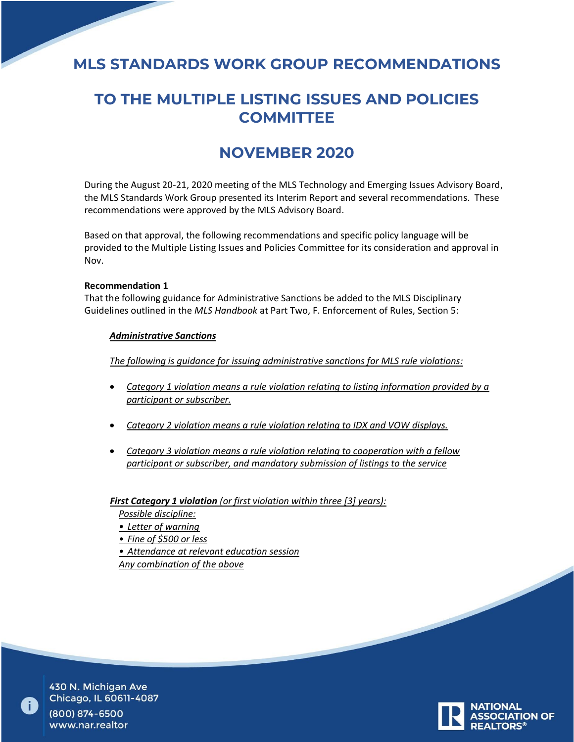# MLS STANDARDS WORK GROUP RECOMMENDATIONS

# TO THE MULTIPLE LISTING ISSUES AND POLICIES COMMITTEE

# NOVEMBER 2020

During the August 20-21, 2020 meeting of the MLS Technology and Emerging Issues Advisory Board, the MLS Standards Work Group presented its Interim Report and several recommendations. These recommendations were approved by the MLS Advisory Board.

Based on that approval, the following recommendations and specific policy language will be provided to the Multiple Listing Issues and Policies Committee for its consideration and approval in Nov.

**Recommendation 1**
That the following guidance for Administrative Sanctions be added to the MLS Disciplinary Guidelines outlined in the *MLS Handbook* at Part Two, F. Enforcement of Rules, Section 5:

***Administrative Sanctions***

*The following is guidance for issuing administrative sanctions for MLS rule violations:*

- *Category 1 violation means a rule violation relating to listing information provided by a participant or subscriber.*
- *Category 2 violation means a rule violation relating to IDX and VOW displays.*
- *Category 3 violation means a rule violation relating to cooperation with a fellow participant or subscriber, and mandatory submission of listings to the service*

***First Category 1 violation*** *(or first violation within three [3] years):*

*Possible discipline:*
*• Letter of warning*
*• Fine of $500 or less*
*• Attendance at relevant education session*
*Any combination of the above*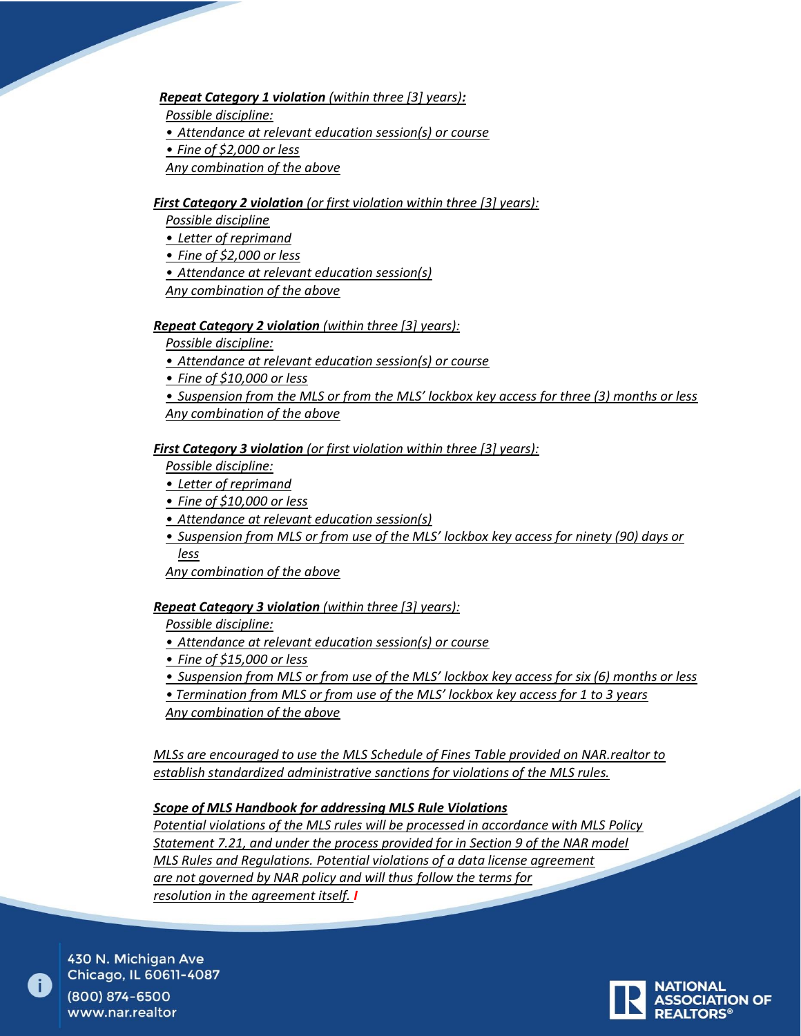***Repeat Category 1 violation** (within three [3] years)**:***

*Possible discipline:*

- *Attendance at relevant education session(s) or course*
- *Fine of $2,000 or less*

*Any combination of the above*

***First Category 2 violation** (or first violation within three [3] years):*

*Possible discipline*

- *Letter of reprimand*
- *Fine of $2,000 or less*
- *Attendance at relevant education session(s)*

*Any combination of the above*

***Repeat Category 2 violation** (within three [3] years):*

*Possible discipline:*

- *Attendance at relevant education session(s) or course*
- *Fine of $10,000 or less*
- *Suspension from the MLS or from the MLS' lockbox key access for three (3) months or less*

*Any combination of the above*

***First Category 3 violation** (or first violation within three [3] years):*

*Possible discipline:*

- *Letter of reprimand*
- *Fine of $10,000 or less*
- *Attendance at relevant education session(s)*
- *Suspension from MLS or from use of the MLS' lockbox key access for ninety (90) days or less*

*Any combination of the above*

***Repeat Category 3 violation** (within three [3] years):*

*Possible discipline:*

- *Attendance at relevant education session(s) or course*
- *Fine of $15,000 or less*
- *Suspension from MLS or from use of the MLS' lockbox key access for six (6) months or less*
- *Termination from MLS or from use of the MLS' lockbox key access for 1 to 3 years*

*Any combination of the above*

*MLSs are encouraged to use the MLS Schedule of Fines Table provided on NAR.realtor to establish standardized administrative sanctions for violations of the MLS rules.*

***Scope of MLS Handbook for addressing MLS Rule Violations***

*Potential violations of the MLS rules will be processed in accordance with MLS Policy Statement 7.21, and under the process provided for in Section 9 of the NAR model MLS Rules and Regulations. Potential violations of a data license agreement are not governed by NAR policy and will thus follow the terms for resolution in the agreement itself. I*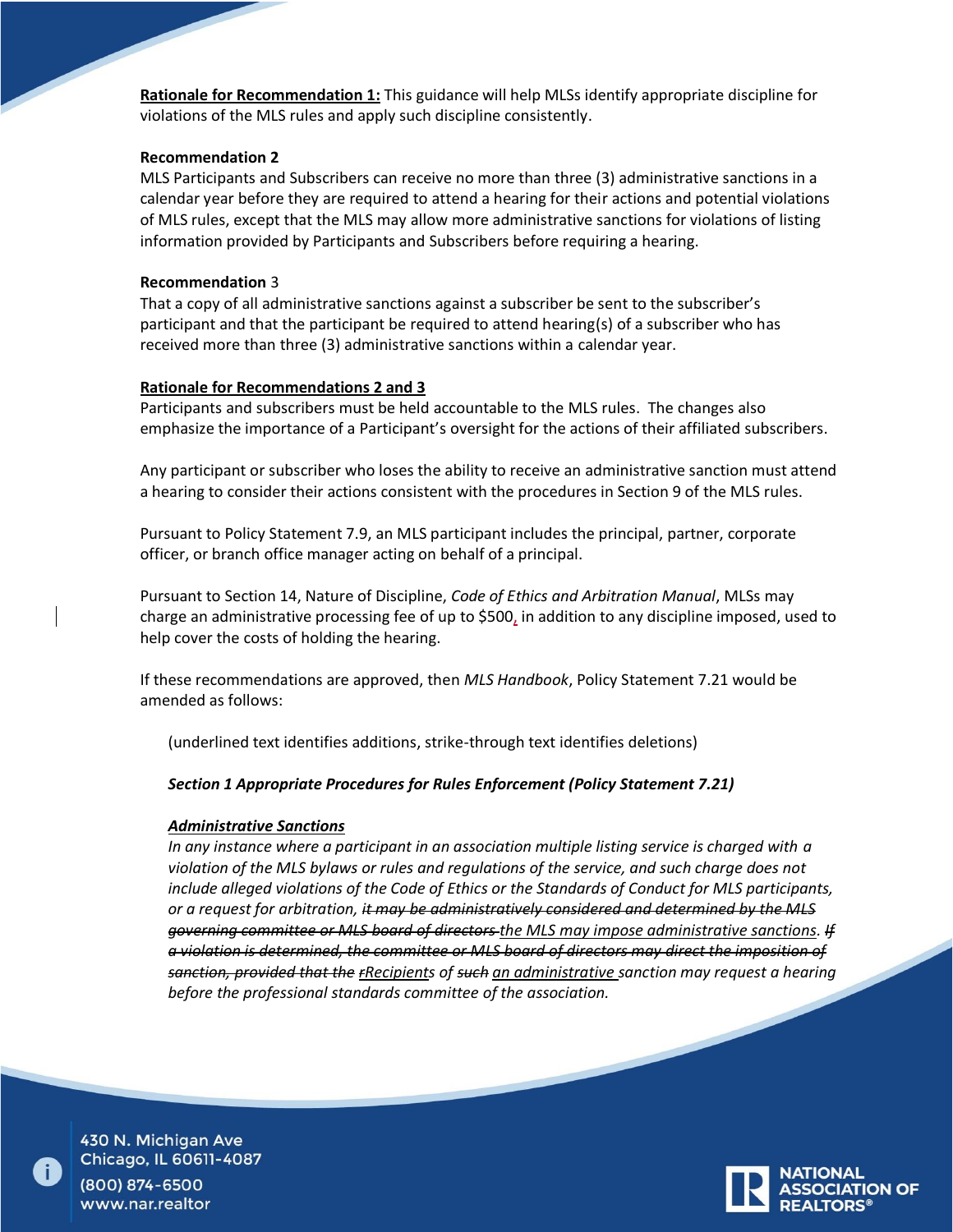**<u>Rationale for Recommendation 1:</u>** This guidance will help MLSs identify appropriate discipline for violations of the MLS rules and apply such discipline consistently.

**Recommendation 2**

MLS Participants and Subscribers can receive no more than three (3) administrative sanctions in a calendar year before they are required to attend a hearing for their actions and potential violations of MLS rules, except that the MLS may allow more administrative sanctions for violations of listing information provided by Participants and Subscribers before requiring a hearing.

**Recommendation** 3

That a copy of all administrative sanctions against a subscriber be sent to the subscriber's participant and that the participant be required to attend hearing(s) of a subscriber who has received more than three (3) administrative sanctions within a calendar year.

**<u>Rationale for Recommendations 2 and 3</u>**

Participants and subscribers must be held accountable to the MLS rules. The changes also emphasize the importance of a Participant's oversight for the actions of their affiliated subscribers.

Any participant or subscriber who loses the ability to receive an administrative sanction must attend a hearing to consider their actions consistent with the procedures in Section 9 of the MLS rules.

Pursuant to Policy Statement 7.9, an MLS participant includes the principal, partner, corporate officer, or branch office manager acting on behalf of a principal.

Pursuant to Section 14, Nature of Discipline, *Code of Ethics and Arbitration Manual*, MLSs may charge an administrative processing fee of up to $500, in addition to any discipline imposed, used to help cover the costs of holding the hearing.

If these recommendations are approved, then *MLS Handbook*, Policy Statement 7.21 would be amended as follows:

> (underlined text identifies additions, strike-through text identifies deletions)
>
> ***Section 1 Appropriate Procedures for Rules Enforcement (Policy Statement 7.21)***
>
> ***<u>Administrative Sanctions</u>***
>
> *In any instance where a participant in an association multiple listing service is charged with a violation of the MLS bylaws or rules and regulations of the service, and such charge does not include alleged violations of the Code of Ethics or the Standards of Conduct for MLS participants, or a request for arbitration, ~~it may be administratively considered and determined by the MLS governing committee or MLS board of directors~~ <u>the MLS may impose administrative sanctions</u>. ~~If a violation is determined, the committee or MLS board of directors may direct the imposition of sanction, provided that the~~ ~~r~~<u>Recipient</u>s of ~~such~~ <u>an administrative</u> sanction may request a hearing before the professional standards committee of the association.*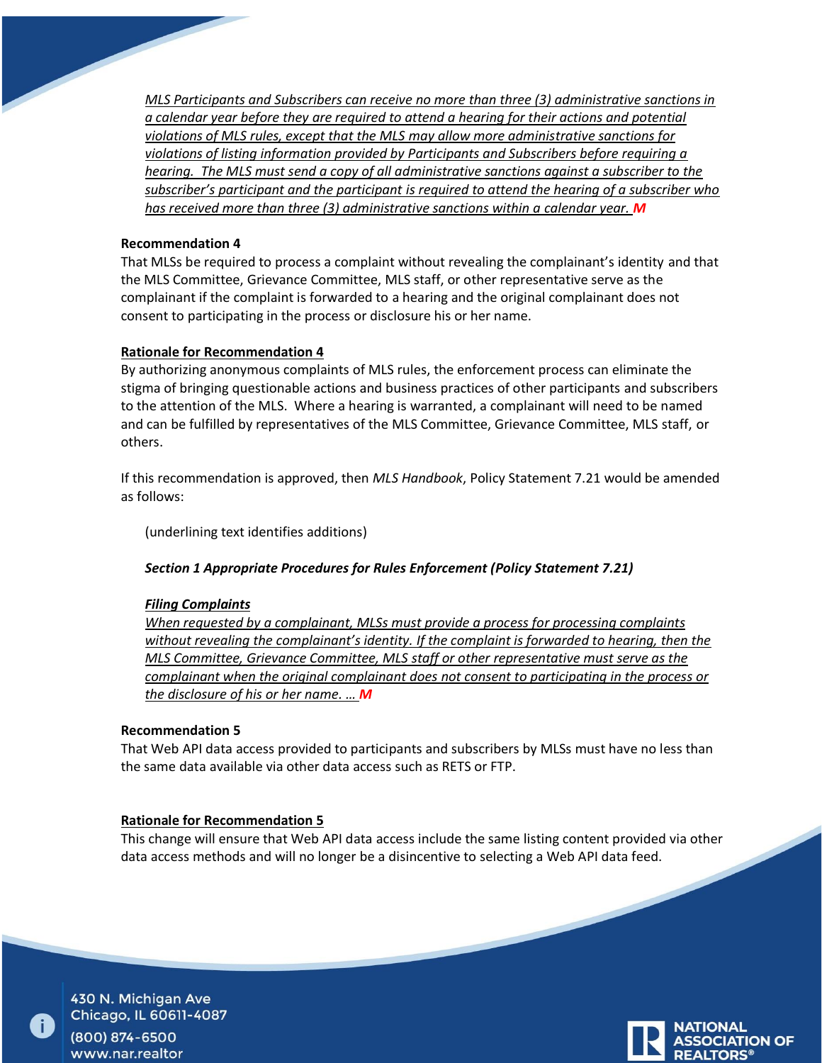<u>*MLS Participants and Subscribers can receive no more than three (3) administrative sanctions in a calendar year before they are required to attend a hearing for their actions and potential violations of MLS rules, except that the MLS may allow more administrative sanctions for violations of listing information provided by Participants and Subscribers before requiring a hearing. The MLS must send a copy of all administrative sanctions against a subscriber to the subscriber's participant and the participant is required to attend the hearing of a subscriber who has received more than three (3) administrative sanctions within a calendar year.*</u> ***M***

**Recommendation 4**

That MLSs be required to process a complaint without revealing the complainant's identity and that the MLS Committee, Grievance Committee, MLS staff, or other representative serve as the complainant if the complaint is forwarded to a hearing and the original complainant does not consent to participating in the process or disclosure his or her name.

**<u>Rationale for Recommendation 4</u>**

By authorizing anonymous complaints of MLS rules, the enforcement process can eliminate the stigma of bringing questionable actions and business practices of other participants and subscribers to the attention of the MLS. Where a hearing is warranted, a complainant will need to be named and can be fulfilled by representatives of the MLS Committee, Grievance Committee, MLS staff, or others.

If this recommendation is approved, then *MLS Handbook*, Policy Statement 7.21 would be amended as follows:

(underlining text identifies additions)

***Section 1 Appropriate Procedures for Rules Enforcement (Policy Statement 7.21)***

***<u>Filing Complaints</u>***

<u>*When requested by a complainant, MLSs must provide a process for processing complaints without revealing the complainant's identity. If the complaint is forwarded to hearing, then the MLS Committee, Grievance Committee, MLS staff or other representative must serve as the complainant when the original complainant does not consent to participating in the process or the disclosure of his or her name. …*</u> ***M***

**Recommendation 5**

That Web API data access provided to participants and subscribers by MLSs must have no less than the same data available via other data access such as RETS or FTP.

**<u>Rationale for Recommendation 5</u>**

This change will ensure that Web API data access include the same listing content provided via other data access methods and will no longer be a disincentive to selecting a Web API data feed.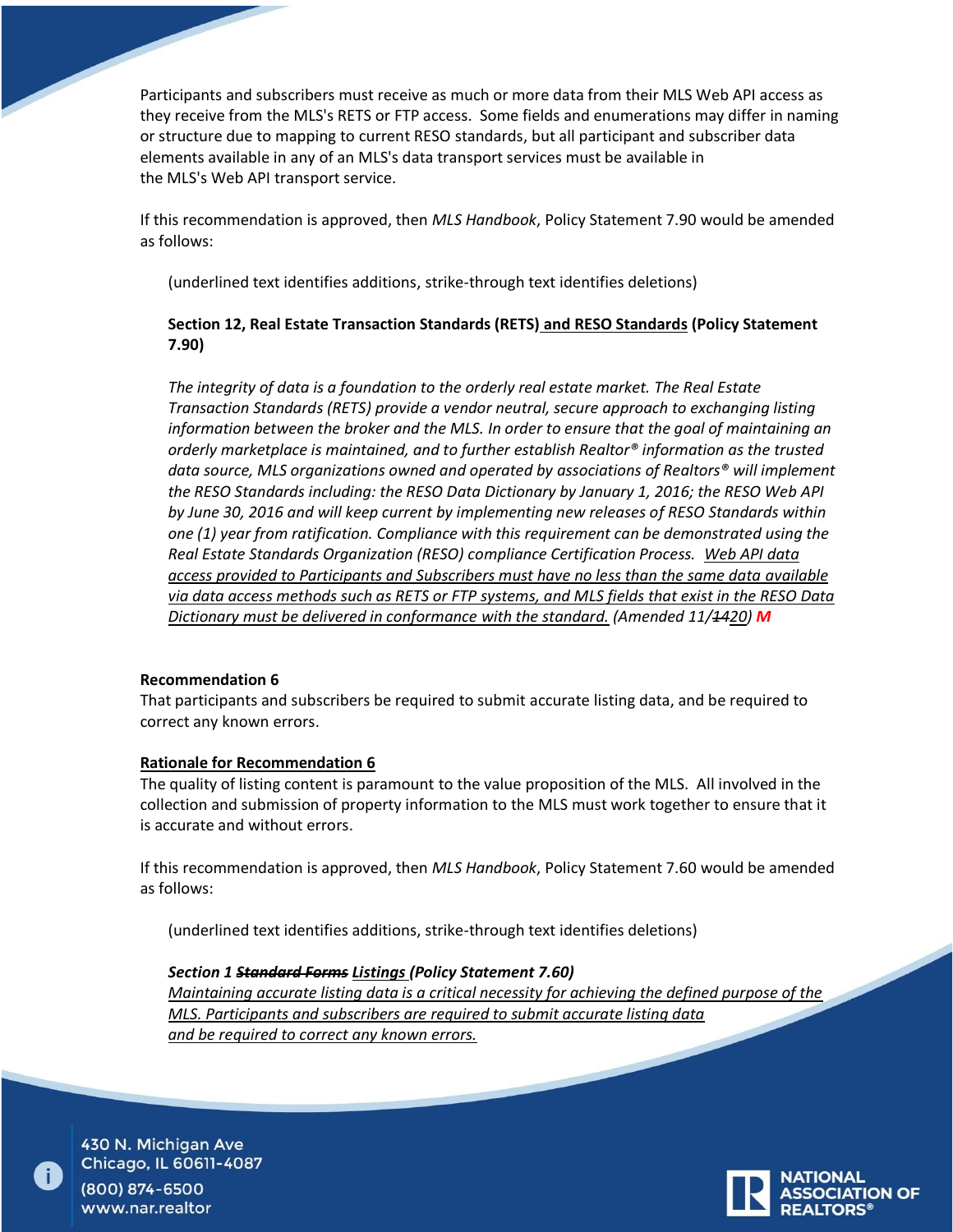Participants and subscribers must receive as much or more data from their MLS Web API access as they receive from the MLS's RETS or FTP access. Some fields and enumerations may differ in naming or structure due to mapping to current RESO standards, but all participant and subscriber data elements available in any of an MLS's data transport services must be available in the MLS's Web API transport service.

If this recommendation is approved, then *MLS Handbook*, Policy Statement 7.90 would be amended as follows:

(underlined text identifies additions, strike-through text identifies deletions)

**Section 12, Real Estate Transaction Standards (RETS) <u>and RESO Standards</u> (Policy Statement 7.90)**

*The integrity of data is a foundation to the orderly real estate market. The Real Estate Transaction Standards (RETS) provide a vendor neutral, secure approach to exchanging listing information between the broker and the MLS. In order to ensure that the goal of maintaining an orderly marketplace is maintained, and to further establish Realtor® information as the trusted data source, MLS organizations owned and operated by associations of Realtors® will implement the RESO Standards including: the RESO Data Dictionary by January 1, 2016; the RESO Web API by June 30, 2016 and will keep current by implementing new releases of RESO Standards within one (1) year from ratification. Compliance with this requirement can be demonstrated using the Real Estate Standards Organization (RESO) compliance Certification Process. <u>Web API data access provided to Participants and Subscribers must have no less than the same data available via data access methods such as RETS or FTP systems, and MLS fields that exist in the RESO Data Dictionary must be delivered in conformance with the standard.</u> (Amended 11/~~14~~<u>20</u>)* ***M***

**Recommendation 6**

That participants and subscribers be required to submit accurate listing data, and be required to correct any known errors.

**<u>Rationale for Recommendation 6</u>**

The quality of listing content is paramount to the value proposition of the MLS. All involved in the collection and submission of property information to the MLS must work together to ensure that it is accurate and without errors.

If this recommendation is approved, then *MLS Handbook*, Policy Statement 7.60 would be amended as follows:

(underlined text identifies additions, strike-through text identifies deletions)

***Section 1 ~~Standard Forms~~ <u>Listings</u> (Policy Statement 7.60)***

*<u>Maintaining accurate listing data is a critical necessity for achieving the defined purpose of the MLS. Participants and subscribers are required to submit accurate listing data and be required to correct any known errors.</u>*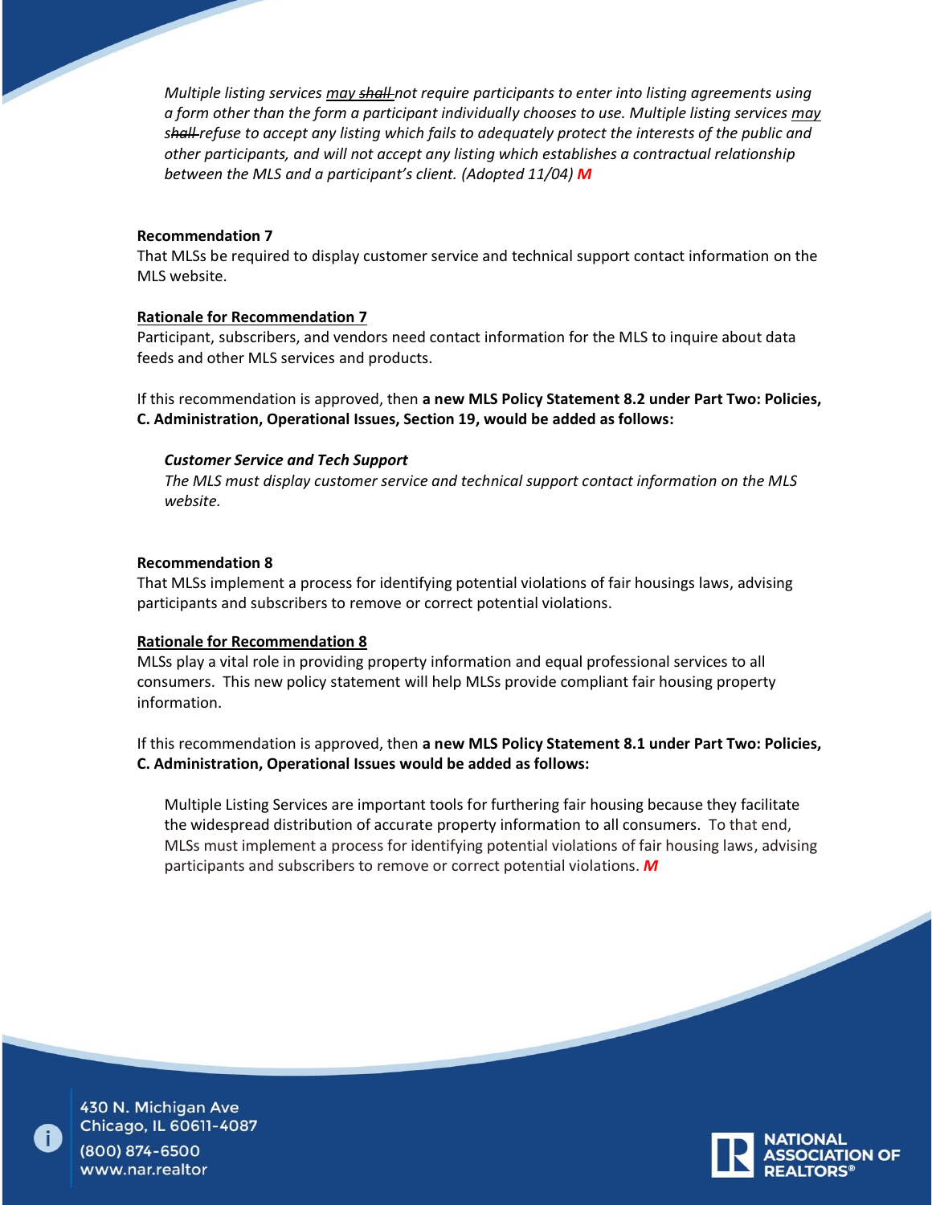*Multiple listing services <u>may</u> ~~shall~~ not require participants to enter into listing agreements using a form other than the form a participant individually chooses to use. Multiple listing services <u>may</u> ~~shall~~ refuse to accept any listing which fails to adequately protect the interests of the public and other participants, and will not accept any listing which establishes a contractual relationship between the MLS and a participant's client. (Adopted 11/04)* ***M***

**Recommendation 7**

That MLSs be required to display customer service and technical support contact information on the MLS website.

**<u>Rationale for Recommendation 7</u>**

Participant, subscribers, and vendors need contact information for the MLS to inquire about data feeds and other MLS services and products.

If this recommendation is approved, then **a new MLS Policy Statement 8.2 under Part Two: Policies, C. Administration, Operational Issues, Section 19, would be added as follows:**

***Customer Service and Tech Support***

*The MLS must display customer service and technical support contact information on the MLS website.*

**Recommendation 8**

That MLSs implement a process for identifying potential violations of fair housings laws, advising participants and subscribers to remove or correct potential violations.

**<u>Rationale for Recommendation 8</u>**

MLSs play a vital role in providing property information and equal professional services to all consumers. This new policy statement will help MLSs provide compliant fair housing property information.

If this recommendation is approved, then **a new MLS Policy Statement 8.1 under Part Two: Policies, C. Administration, Operational Issues would be added as follows:**

Multiple Listing Services are important tools for furthering fair housing because they facilitate the widespread distribution of accurate property information to all consumers. To that end, MLSs must implement a process for identifying potential violations of fair housing laws, advising participants and subscribers to remove or correct potential violations. ***M***